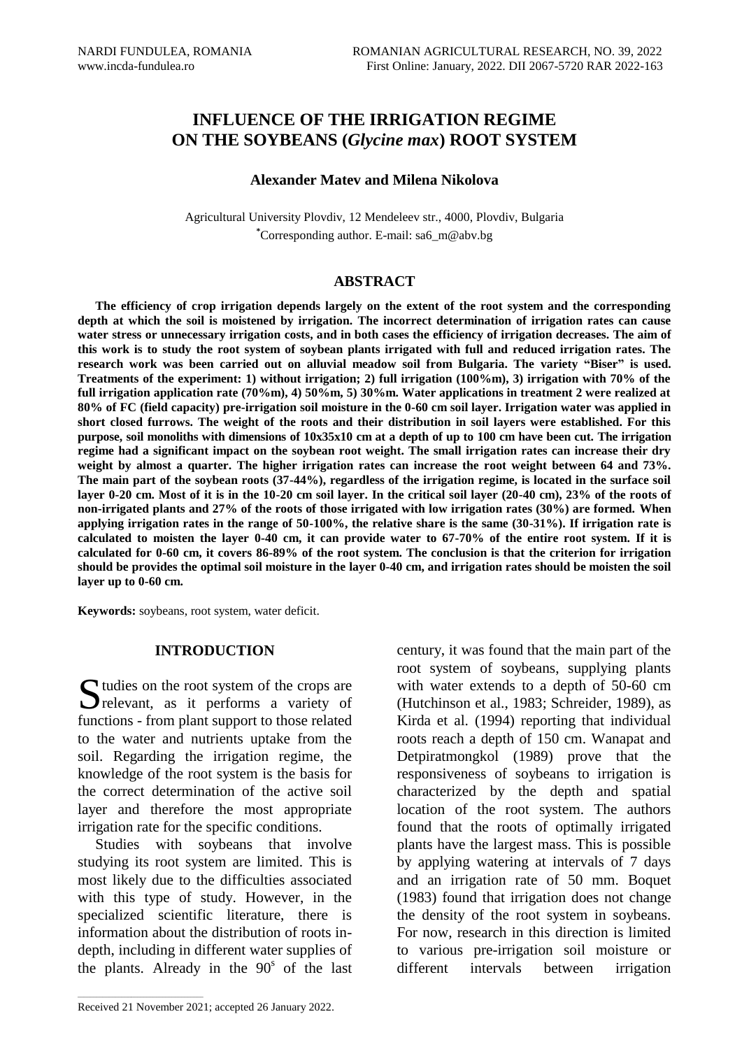# INFLUENCE OF THE IRRIGATION REGIME ON THE SOYBEANS (*Glycine max*) ROOT SYSTEM

**Alexander Matev and Milena Nikolova**

Agricultural University Plovdiv, 12 Mendeleev str., 4000, Plovdiv, Bulgaria
*Corresponding author. E-mail: sa6_m@abv.bg

## ABSTRACT

**The efficiency of crop irrigation depends largely on the extent of the root system and the corresponding depth at which the soil is moistened by irrigation. The incorrect determination of irrigation rates can cause water stress or unnecessary irrigation costs, and in both cases the efficiency of irrigation decreases. The aim of this work is to study the root system of soybean plants irrigated with full and reduced irrigation rates. The research work was been carried out on alluvial meadow soil from Bulgaria. The variety "Biser" is used. Treatments of the experiment: 1) without irrigation; 2) full irrigation (100%m), 3) irrigation with 70% of the full irrigation application rate (70%m), 4) 50%m, 5) 30%m. Water applications in treatment 2 were realized at 80% of FC (field capacity) pre-irrigation soil moisture in the 0-60 cm soil layer. Irrigation water was applied in short closed furrows. The weight of the roots and their distribution in soil layers were established. For this purpose, soil monoliths with dimensions of 10x35x10 cm at a depth of up to 100 cm have been cut. The irrigation regime had a significant impact on the soybean root weight. The small irrigation rates can increase their dry weight by almost a quarter. The higher irrigation rates can increase the root weight between 64 and 73%. The main part of the soybean roots (37-44%), regardless of the irrigation regime, is located in the surface soil layer 0-20 cm. Most of it is in the 10-20 cm soil layer. In the critical soil layer (20-40 cm), 23% of the roots of non-irrigated plants and 27% of the roots of those irrigated with low irrigation rates (30%) are formed. When applying irrigation rates in the range of 50-100%, the relative share is the same (30-31%). If irrigation rate is calculated to moisten the layer 0-40 cm, it can provide water to 67-70% of the entire root system. If it is calculated for 0-60 cm, it covers 86-89% of the root system. The conclusion is that the criterion for irrigation should be provides the optimal soil moisture in the layer 0-40 cm, and irrigation rates should be moisten the soil layer up to 0-60 cm.**

**Keywords:** soybeans, root system, water deficit.

## INTRODUCTION

Studies on the root system of the crops are relevant, as it performs a variety of functions - from plant support to those related to the water and nutrients uptake from the soil. Regarding the irrigation regime, the knowledge of the root system is the basis for the correct determination of the active soil layer and therefore the most appropriate irrigation rate for the specific conditions.

Studies with soybeans that involve studying its root system are limited. This is most likely due to the difficulties associated with this type of study. However, in the specialized scientific literature, there is information about the distribution of roots in-depth, including in different water supplies of the plants. Already in the 90$^{s}$ of the last century, it was found that the main part of the root system of soybeans, supplying plants with water extends to a depth of 50-60 cm (Hutchinson et al., 1983; Schreider, 1989), as Kirda et al. (1994) reporting that individual roots reach a depth of 150 cm. Wanapat and Detpiratmongkol (1989) prove that the responsiveness of soybeans to irrigation is characterized by the depth and spatial location of the root system. The authors found that the roots of optimally irrigated plants have the largest mass. This is possible by applying watering at intervals of 7 days and an irrigation rate of 50 mm. Boquet (1983) found that irrigation does not change the density of the root system in soybeans. For now, research in this direction is limited to various pre-irrigation soil moisture or different intervals between irrigation

Received 21 November 2021; accepted 26 January 2022.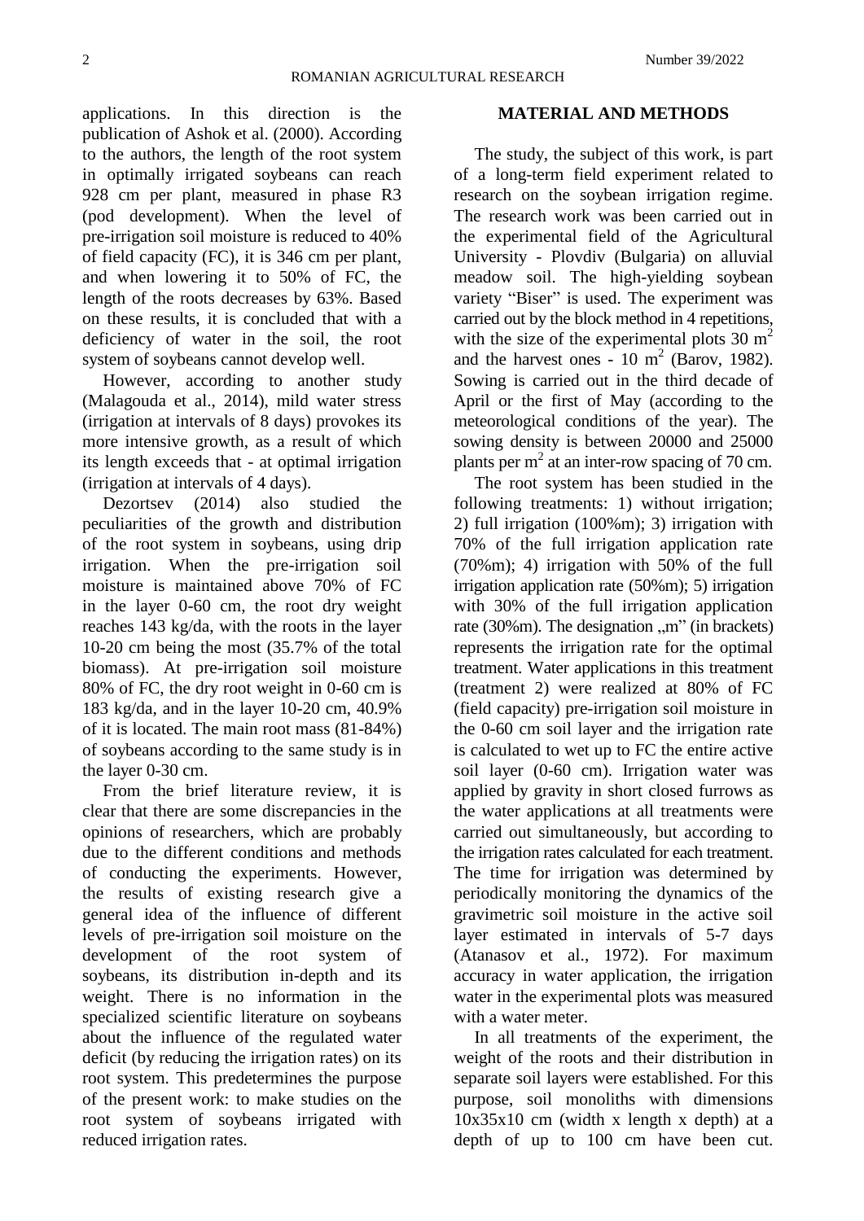applications. In this direction is the publication of Ashok et al. (2000). According to the authors, the length of the root system in optimally irrigated soybeans can reach 928 cm per plant, measured in phase R3 (pod development). When the level of pre-irrigation soil moisture is reduced to 40% of field capacity (FC), it is 346 cm per plant, and when lowering it to 50% of FC, the length of the roots decreases by 63%. Based on these results, it is concluded that with a deficiency of water in the soil, the root system of soybeans cannot develop well.

However, according to another study (Malagouda et al., 2014), mild water stress (irrigation at intervals of 8 days) provokes its more intensive growth, as a result of which its length exceeds that - at optimal irrigation (irrigation at intervals of 4 days).

Dezortsev (2014) also studied the peculiarities of the growth and distribution of the root system in soybeans, using drip irrigation. When the pre-irrigation soil moisture is maintained above 70% of FC in the layer 0-60 cm, the root dry weight reaches 143 kg/da, with the roots in the layer 10-20 cm being the most (35.7% of the total biomass). At pre-irrigation soil moisture 80% of FC, the dry root weight in 0-60 cm is 183 kg/da, and in the layer 10-20 cm, 40.9% of it is located. The main root mass (81-84%) of soybeans according to the same study is in the layer 0-30 cm.

From the brief literature review, it is clear that there are some discrepancies in the opinions of researchers, which are probably due to the different conditions and methods of conducting the experiments. However, the results of existing research give a general idea of the influence of different levels of pre-irrigation soil moisture on the development of the root system of soybeans, its distribution in-depth and its weight. There is no information in the specialized scientific literature on soybeans about the influence of the regulated water deficit (by reducing the irrigation rates) on its root system. This predetermines the purpose of the present work: to make studies on the root system of soybeans irrigated with reduced irrigation rates.

## MATERIAL AND METHODS

The study, the subject of this work, is part of a long-term field experiment related to research on the soybean irrigation regime. The research work was been carried out in the experimental field of the Agricultural University - Plovdiv (Bulgaria) on alluvial meadow soil. The high-yielding soybean variety "Biser" is used. The experiment was carried out by the block method in 4 repetitions, with the size of the experimental plots 30 $m^2$ and the harvest ones - 10 $m^2$ (Barov, 1982). Sowing is carried out in the third decade of April or the first of May (according to the meteorological conditions of the year). The sowing density is between 20000 and 25000 plants per $m^2$ at an inter-row spacing of 70 cm.

The root system has been studied in the following treatments: 1) without irrigation; 2) full irrigation (100%m); 3) irrigation with 70% of the full irrigation application rate (70%m); 4) irrigation with 50% of the full irrigation application rate (50%m); 5) irrigation with 30% of the full irrigation application rate (30%m). The designation „m" (in brackets) represents the irrigation rate for the optimal treatment. Water applications in this treatment (treatment 2) were realized at 80% of FC (field capacity) pre-irrigation soil moisture in the 0-60 cm soil layer and the irrigation rate is calculated to wet up to FC the entire active soil layer (0-60 cm). Irrigation water was applied by gravity in short closed furrows as the water applications at all treatments were carried out simultaneously, but according to the irrigation rates calculated for each treatment. The time for irrigation was determined by periodically monitoring the dynamics of the gravimetric soil moisture in the active soil layer estimated in intervals of 5-7 days (Atanasov et al., 1972). For maximum accuracy in water application, the irrigation water in the experimental plots was measured with a water meter.

In all treatments of the experiment, the weight of the roots and their distribution in separate soil layers were established. For this purpose, soil monoliths with dimensions 10x35x10 cm (width x length x depth) at a depth of up to 100 cm have been cut.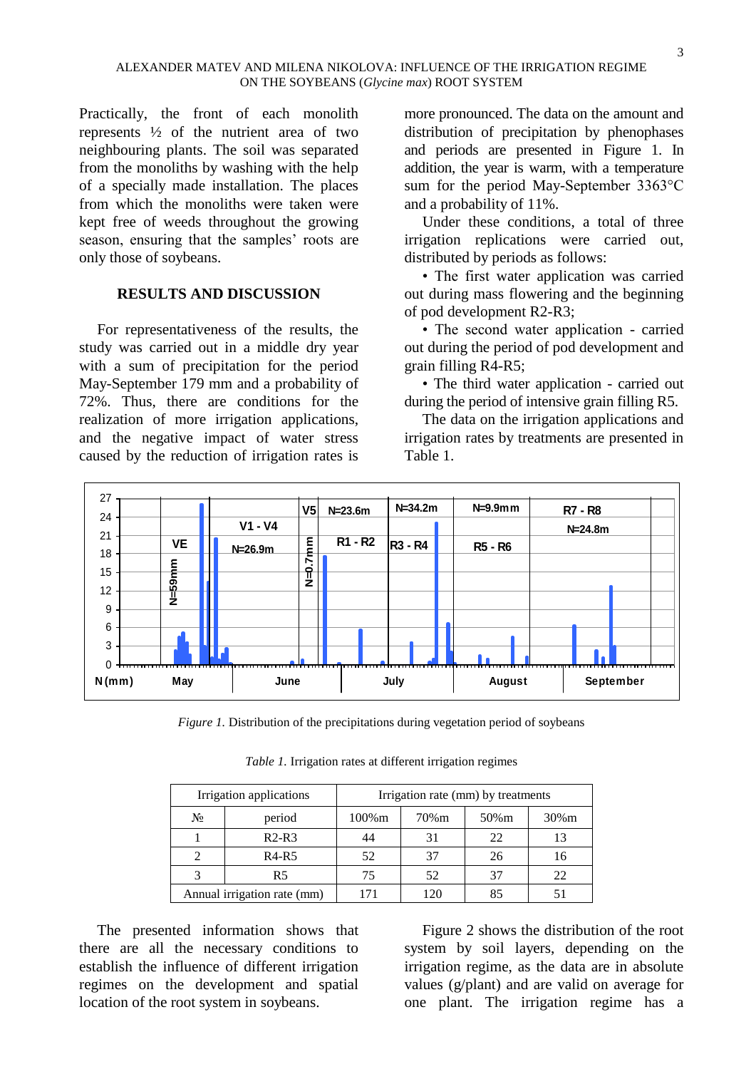Practically, the front of each monolith represents ½ of the nutrient area of two neighbouring plants. The soil was separated from the monoliths by washing with the help of a specially made installation. The places from which the monoliths were taken were kept free of weeds throughout the growing season, ensuring that the samples' roots are only those of soybeans.

## RESULTS AND DISCUSSION

For representativeness of the results, the study was carried out in a middle dry year with a sum of precipitation for the period May-September 179 mm and a probability of 72%. Thus, there are conditions for the realization of more irrigation applications, and the negative impact of water stress caused by the reduction of irrigation rates is more pronounced. The data on the amount and distribution of precipitation by phenophases and periods are presented in Figure 1. In addition, the year is warm, with a temperature sum for the period May-September 3363°C and a probability of 11%.

Under these conditions, a total of three irrigation replications were carried out, distributed by periods as follows:

- The first water application was carried out during mass flowering and the beginning of pod development R2-R3;
- The second water application - carried out during the period of pod development and grain filling R4-R5;
- The third water application - carried out during the period of intensive grain filling R5.

The data on the irrigation applications and irrigation rates by treatments are presented in Table 1.

*Figure 1.* Distribution of the precipitations during vegetation period of soybeans

*Table 1.* Irrigation rates at different irrigation regimes

| Irrigation applications | | Irrigation rate (mm) by treatments | | | |
|---|---|---|---|---|---|
| № | period | 100%m | 70%m | 50%m | 30%m |
| 1 | R2-R3 | 44 | 31 | 22 | 13 |
| 2 | R4-R5 | 52 | 37 | 26 | 16 |
| 3 | R5 | 75 | 52 | 37 | 22 |
| Annual irrigation rate (mm) | | 171 | 120 | 85 | 51 |

The presented information shows that there are all the necessary conditions to establish the influence of different irrigation regimes on the development and spatial location of the root system in soybeans.

Figure 2 shows the distribution of the root system by soil layers, depending on the irrigation regime, as the data are in absolute values (g/plant) and are valid on average for one plant. The irrigation regime has a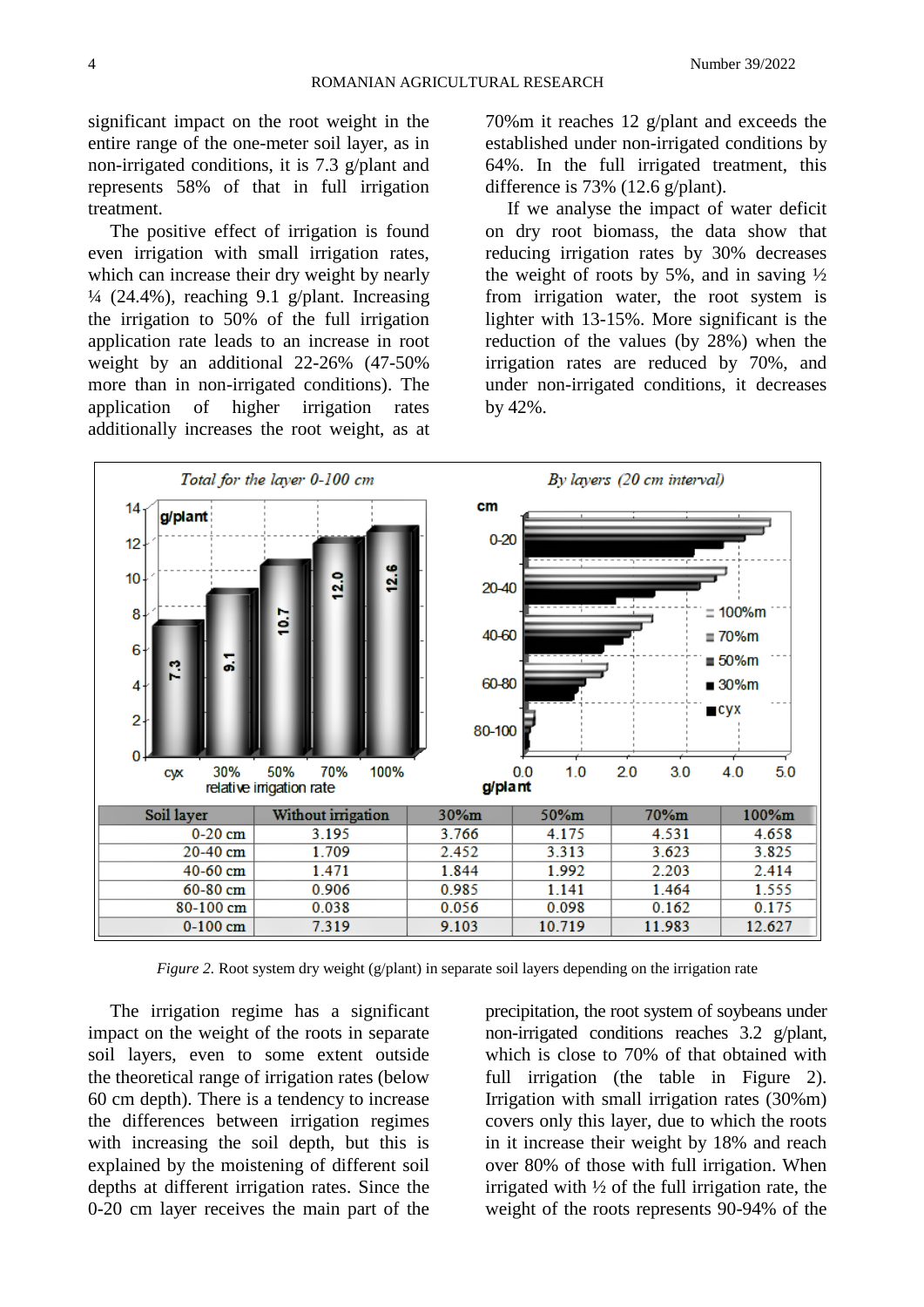significant impact on the root weight in the entire range of the one-meter soil layer, as in non-irrigated conditions, it is 7.3 g/plant and represents 58% of that in full irrigation treatment.

The positive effect of irrigation is found even irrigation with small irrigation rates, which can increase their dry weight by nearly ¼ (24.4%), reaching 9.1 g/plant. Increasing the irrigation to 50% of the full irrigation application rate leads to an increase in root weight by an additional 22-26% (47-50% more than in non-irrigated conditions). The application of higher irrigation rates additionally increases the root weight, as at 70%m it reaches 12 g/plant and exceeds the established under non-irrigated conditions by 64%. In the full irrigated treatment, this difference is 73% (12.6 g/plant).

If we analyse the impact of water deficit on dry root biomass, the data show that reducing irrigation rates by 30% decreases the weight of roots by 5%, and in saving ½ from irrigation water, the root system is lighter with 13-15%. More significant is the reduction of the values (by 28%) when the irrigation rates are reduced by 70%, and under non-irrigated conditions, it decreases by 42%.

| Soil layer | Without irrigation | 30%m | 50%m | 70%m | 100%m |
|---|---|---|---|---|---|
| 0-20 cm | 3.195 | 3.766 | 4.175 | 4.531 | 4.658 |
| 20-40 cm | 1.709 | 2.452 | 3.313 | 3.623 | 3.825 |
| 40-60 cm | 1.471 | 1.844 | 1.992 | 2.203 | 2.414 |
| 60-80 cm | 0.906 | 0.985 | 1.141 | 1.464 | 1.555 |
| 80-100 cm | 0.038 | 0.056 | 0.098 | 0.162 | 0.175 |
| 0-100 cm | 7.319 | 9.103 | 10.719 | 11.983 | 12.627 |

*Figure 2.* Root system dry weight (g/plant) in separate soil layers depending on the irrigation rate

The irrigation regime has a significant impact on the weight of the roots in separate soil layers, even to some extent outside the theoretical range of irrigation rates (below 60 cm depth). There is a tendency to increase the differences between irrigation regimes with increasing the soil depth, but this is explained by the moistening of different soil depths at different irrigation rates. Since the 0-20 cm layer receives the main part of the precipitation, the root system of soybeans under non-irrigated conditions reaches 3.2 g/plant, which is close to 70% of that obtained with full irrigation (the table in Figure 2). Irrigation with small irrigation rates (30%m) covers only this layer, due to which the roots in it increase their weight by 18% and reach over 80% of those with full irrigation. When irrigated with ½ of the full irrigation rate, the weight of the roots represents 90-94% of the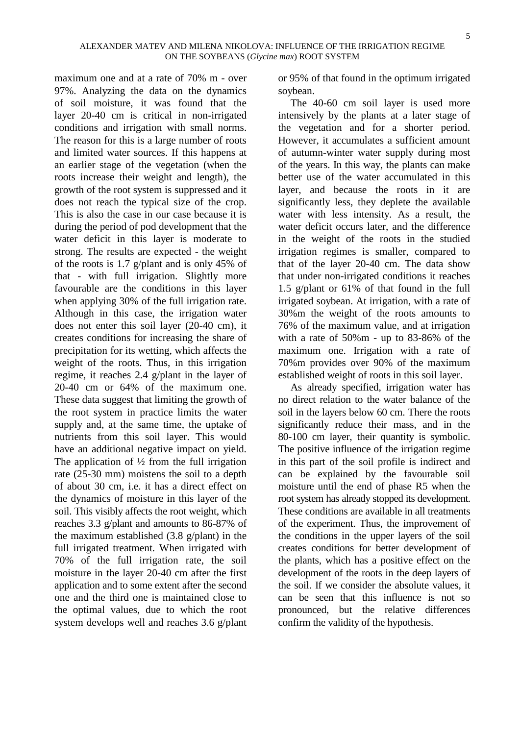maximum one and at a rate of 70% m - over 97%. Analyzing the data on the dynamics of soil moisture, it was found that the layer 20-40 cm is critical in non-irrigated conditions and irrigation with small norms. The reason for this is a large number of roots and limited water sources. If this happens at an earlier stage of the vegetation (when the roots increase their weight and length), the growth of the root system is suppressed and it does not reach the typical size of the crop. This is also the case in our case because it is during the period of pod development that the water deficit in this layer is moderate to strong. The results are expected - the weight of the roots is 1.7 g/plant and is only 45% of that - with full irrigation. Slightly more favourable are the conditions in this layer when applying 30% of the full irrigation rate. Although in this case, the irrigation water does not enter this soil layer (20-40 cm), it creates conditions for increasing the share of precipitation for its wetting, which affects the weight of the roots. Thus, in this irrigation regime, it reaches 2.4 g/plant in the layer of 20-40 cm or 64% of the maximum one. These data suggest that limiting the growth of the root system in practice limits the water supply and, at the same time, the uptake of nutrients from this soil layer. This would have an additional negative impact on yield. The application of ½ from the full irrigation rate (25-30 mm) moistens the soil to a depth of about 30 cm, i.e. it has a direct effect on the dynamics of moisture in this layer of the soil. This visibly affects the root weight, which reaches 3.3 g/plant and amounts to 86-87% of the maximum established (3.8 g/plant) in the full irrigated treatment. When irrigated with 70% of the full irrigation rate, the soil moisture in the layer 20-40 cm after the first application and to some extent after the second one and the third one is maintained close to the optimal values, due to which the root system develops well and reaches 3.6 g/plant or 95% of that found in the optimum irrigated soybean.

The 40-60 cm soil layer is used more intensively by the plants at a later stage of the vegetation and for a shorter period. However, it accumulates a sufficient amount of autumn-winter water supply during most of the years. In this way, the plants can make better use of the water accumulated in this layer, and because the roots in it are significantly less, they deplete the available water with less intensity. As a result, the water deficit occurs later, and the difference in the weight of the roots in the studied irrigation regimes is smaller, compared to that of the layer 20-40 cm. The data show that under non-irrigated conditions it reaches 1.5 g/plant or 61% of that found in the full irrigated soybean. At irrigation, with a rate of 30%m the weight of the roots amounts to 76% of the maximum value, and at irrigation with a rate of 50%m - up to 83-86% of the maximum one. Irrigation with a rate of 70%m provides over 90% of the maximum established weight of roots in this soil layer.

As already specified, irrigation water has no direct relation to the water balance of the soil in the layers below 60 cm. There the roots significantly reduce their mass, and in the 80-100 cm layer, their quantity is symbolic. The positive influence of the irrigation regime in this part of the soil profile is indirect and can be explained by the favourable soil moisture until the end of phase R5 when the root system has already stopped its development. These conditions are available in all treatments of the experiment. Thus, the improvement of the conditions in the upper layers of the soil creates conditions for better development of the plants, which has a positive effect on the development of the roots in the deep layers of the soil. If we consider the absolute values, it can be seen that this influence is not so pronounced, but the relative differences confirm the validity of the hypothesis.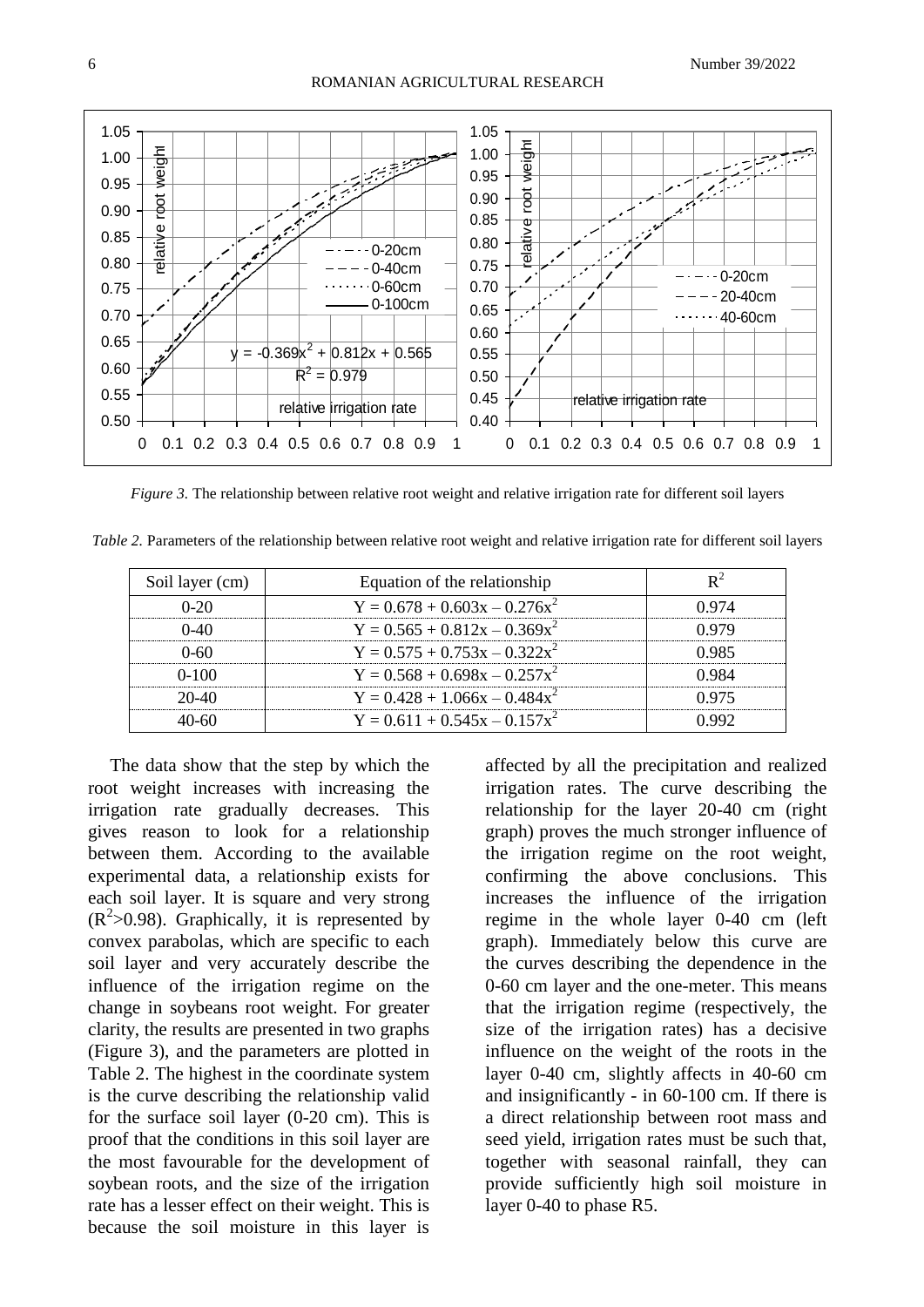*Figure 3.* The relationship between relative root weight and relative irrigation rate for different soil layers

*Table 2.* Parameters of the relationship between relative root weight and relative irrigation rate for different soil layers

| Soil layer (cm) | Equation of the relationship | $R^2$ |
|---|---|---|
| 0-20 | $Y = 0.678 + 0.603x – 0.276x^2$ | 0.974 |
| 0-40 | $Y = 0.565 + 0.812x – 0.369x^2$ | 0.979 |
| 0-60 | $Y = 0.575 + 0.753x – 0.322x^2$ | 0.985 |
| 0-100 | $Y = 0.568 + 0.698x – 0.257x^2$ | 0.984 |
| 20-40 | $Y = 0.428 + 1.066x – 0.484x^2$ | 0.975 |
| 40-60 | $Y = 0.611 + 0.545x – 0.157x^2$ | 0.992 |

The data show that the step by which the root weight increases with increasing the irrigation rate gradually decreases. This gives reason to look for a relationship between them. According to the available experimental data, a relationship exists for each soil layer. It is square and very strong ($R^2$>0.98). Graphically, it is represented by convex parabolas, which are specific to each soil layer and very accurately describe the influence of the irrigation regime on the change in soybeans root weight. For greater clarity, the results are presented in two graphs (Figure 3), and the parameters are plotted in Table 2. The highest in the coordinate system is the curve describing the relationship valid for the surface soil layer (0-20 cm). This is proof that the conditions in this soil layer are the most favourable for the development of soybean roots, and the size of the irrigation rate has a lesser effect on their weight. This is because the soil moisture in this layer is affected by all the precipitation and realized irrigation rates. The curve describing the relationship for the layer 20-40 cm (right graph) proves the much stronger influence of the irrigation regime on the root weight, confirming the above conclusions. This increases the influence of the irrigation regime in the whole layer 0-40 cm (left graph). Immediately below this curve are the curves describing the dependence in the 0-60 cm layer and the one-meter. This means that the irrigation regime (respectively, the size of the irrigation rates) has a decisive influence on the weight of the roots in the layer 0-40 cm, slightly affects in 40-60 cm and insignificantly - in 60-100 cm. If there is a direct relationship between root mass and seed yield, irrigation rates must be such that, together with seasonal rainfall, they can provide sufficiently high soil moisture in layer 0-40 to phase R5.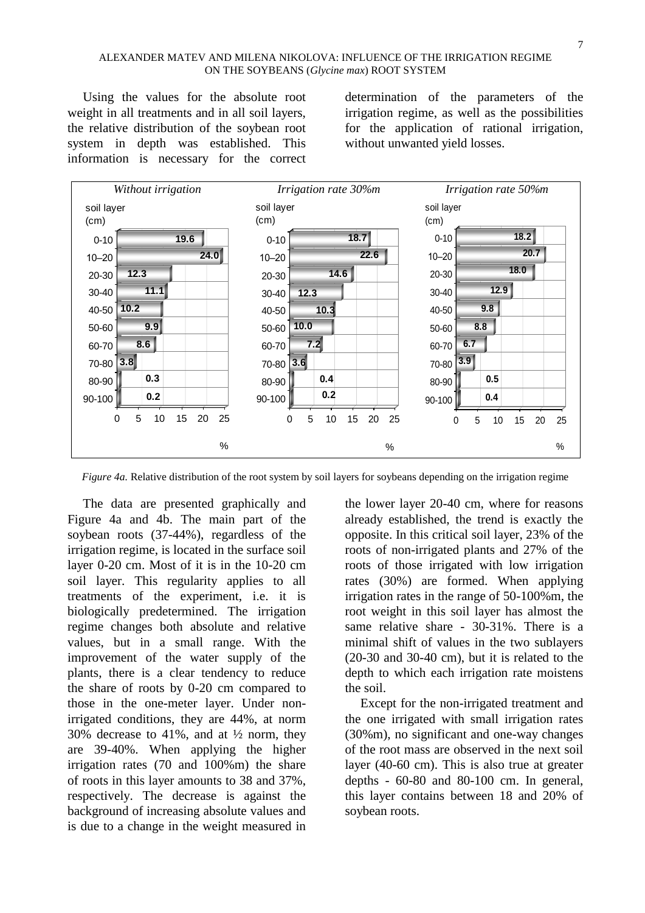Using the values for the absolute root weight in all treatments and in all soil layers, the relative distribution of the soybean root system in depth was established. This information is necessary for the correct determination of the parameters of the irrigation regime, as well as the possibilities for the application of rational irrigation, without unwanted yield losses.

| soil layer (cm) | Without irrigation (%) | Irrigation rate 30%m (%) | Irrigation rate 50%m (%) |
| --- | --- | --- | --- |
| 0-10 | 19.6 | 18.7 | 18.2 |
| 10–20 | 24.0 | 22.6 | 20.7 |
| 20-30 | 12.3 | 14.6 | 18.0 |
| 30-40 | 11.1 | 12.3 | 12.9 |
| 40-50 | 10.2 | 10.3 | 9.8 |
| 50-60 | 9.9 | 10.0 | 8.8 |
| 60-70 | 8.6 | 7.2 | 6.7 |
| 70-80 | 3.8 | 3.6 | 3.9 |
| 80-90 | 0.3 | 0.4 | 0.5 |
| 90-100 | 0.2 | 0.2 | 0.4 |

*Figure 4a.* Relative distribution of the root system by soil layers for soybeans depending on the irrigation regime

The data are presented graphically and Figure 4a and 4b. The main part of the soybean roots (37-44%), regardless of the irrigation regime, is located in the surface soil layer 0-20 cm. Most of it is in the 10-20 cm soil layer. This regularity applies to all treatments of the experiment, i.e. it is biologically predetermined. The irrigation regime changes both absolute and relative values, but in a small range. With the improvement of the water supply of the plants, there is a clear tendency to reduce the share of roots by 0-20 cm compared to those in the one-meter layer. Under non-irrigated conditions, they are 44%, at norm 30% decrease to 41%, and at ½ norm, they are 39-40%. When applying the higher irrigation rates (70 and 100%m) the share of roots in this layer amounts to 38 and 37%, respectively. The decrease is against the background of increasing absolute values and is due to a change in the weight measured in the lower layer 20-40 cm, where for reasons already established, the trend is exactly the opposite. In this critical soil layer, 23% of the roots of non-irrigated plants and 27% of the roots of those irrigated with low irrigation rates (30%) are formed. When applying irrigation rates in the range of 50-100%m, the root weight in this soil layer has almost the same relative share - 30-31%. There is a minimal shift of values in the two sublayers (20-30 and 30-40 cm), but it is related to the depth to which each irrigation rate moistens the soil.

Except for the non-irrigated treatment and the one irrigated with small irrigation rates (30%m), no significant and one-way changes of the root mass are observed in the next soil layer (40-60 cm). This is also true at greater depths - 60-80 and 80-100 cm. In general, this layer contains between 18 and 20% of soybean roots.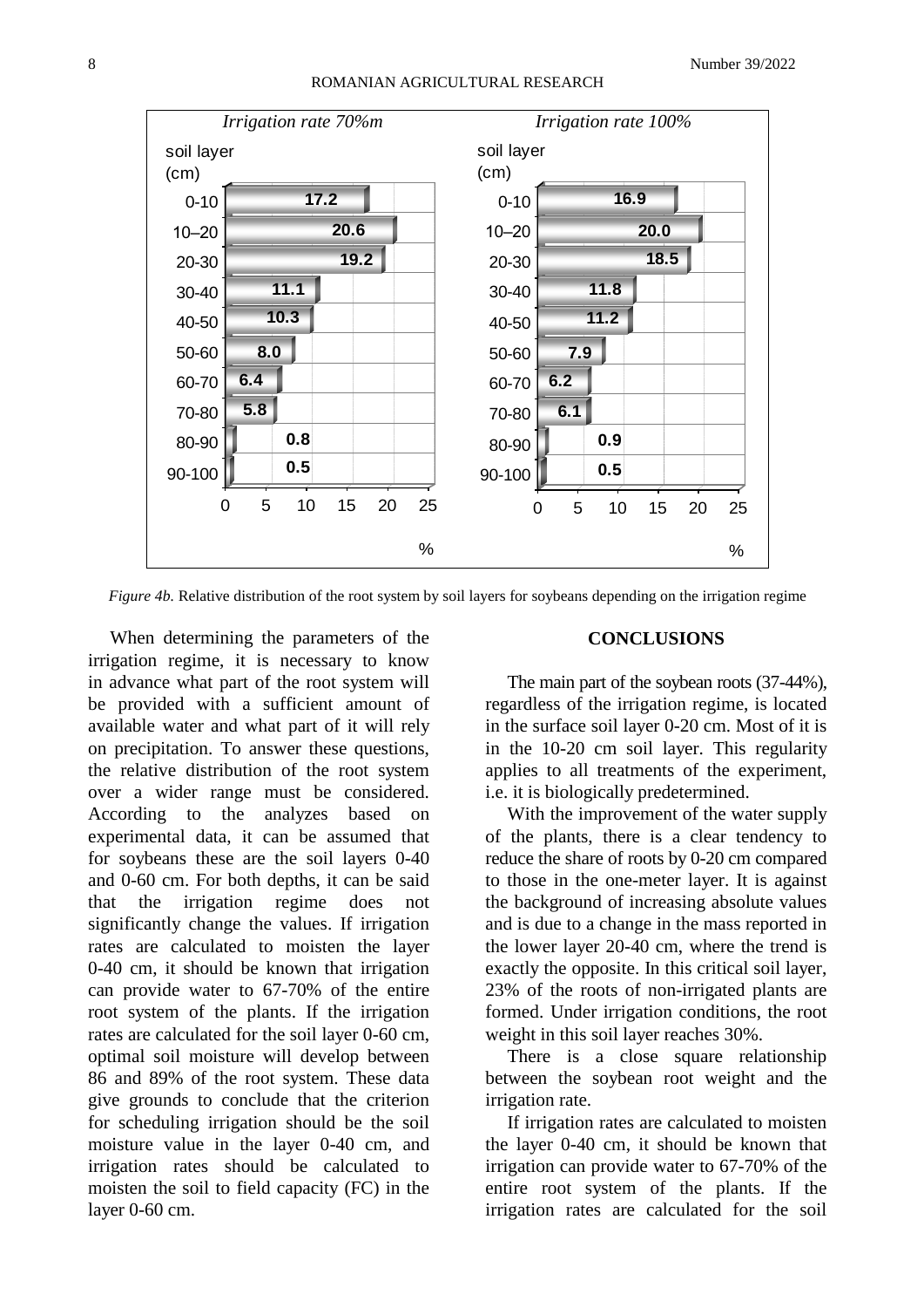| soil layer (cm) | Irrigation rate 70%m (%) | Irrigation rate 100% (%) |
|---|---|---|
| 0-10 | 17.2 | 16.9 |
| 10–20 | 20.6 | 20.0 |
| 20-30 | 19.2 | 18.5 |
| 30-40 | 11.1 | 11.8 |
| 40-50 | 10.3 | 11.2 |
| 50-60 | 8.0 | 7.9 |
| 60-70 | 6.4 | 6.2 |
| 70-80 | 5.8 | 6.1 |
| 80-90 | 0.8 | 0.9 |
| 90-100 | 0.5 | 0.5 |

*Figure 4b.* Relative distribution of the root system by soil layers for soybeans depending on the irrigation regime

When determining the parameters of the irrigation regime, it is necessary to know in advance what part of the root system will be provided with a sufficient amount of available water and what part of it will rely on precipitation. To answer these questions, the relative distribution of the root system over a wider range must be considered. According to the analyzes based on experimental data, it can be assumed that for soybeans these are the soil layers 0-40 and 0-60 cm. For both depths, it can be said that the irrigation regime does not significantly change the values. If irrigation rates are calculated to moisten the layer 0-40 cm, it should be known that irrigation can provide water to 67-70% of the entire root system of the plants. If the irrigation rates are calculated for the soil layer 0-60 cm, optimal soil moisture will develop between 86 and 89% of the root system. These data give grounds to conclude that the criterion for scheduling irrigation should be the soil moisture value in the layer 0-40 cm, and irrigation rates should be calculated to moisten the soil to field capacity (FC) in the layer 0-60 cm.

## CONCLUSIONS

The main part of the soybean roots (37-44%), regardless of the irrigation regime, is located in the surface soil layer 0-20 cm. Most of it is in the 10-20 cm soil layer. This regularity applies to all treatments of the experiment, i.e. it is biologically predetermined.

With the improvement of the water supply of the plants, there is a clear tendency to reduce the share of roots by 0-20 cm compared to those in the one-meter layer. It is against the background of increasing absolute values and is due to a change in the mass reported in the lower layer 20-40 cm, where the trend is exactly the opposite. In this critical soil layer, 23% of the roots of non-irrigated plants are formed. Under irrigation conditions, the root weight in this soil layer reaches 30%.

There is a close square relationship between the soybean root weight and the irrigation rate.

If irrigation rates are calculated to moisten the layer 0-40 cm, it should be known that irrigation can provide water to 67-70% of the entire root system of the plants. If the irrigation rates are calculated for the soil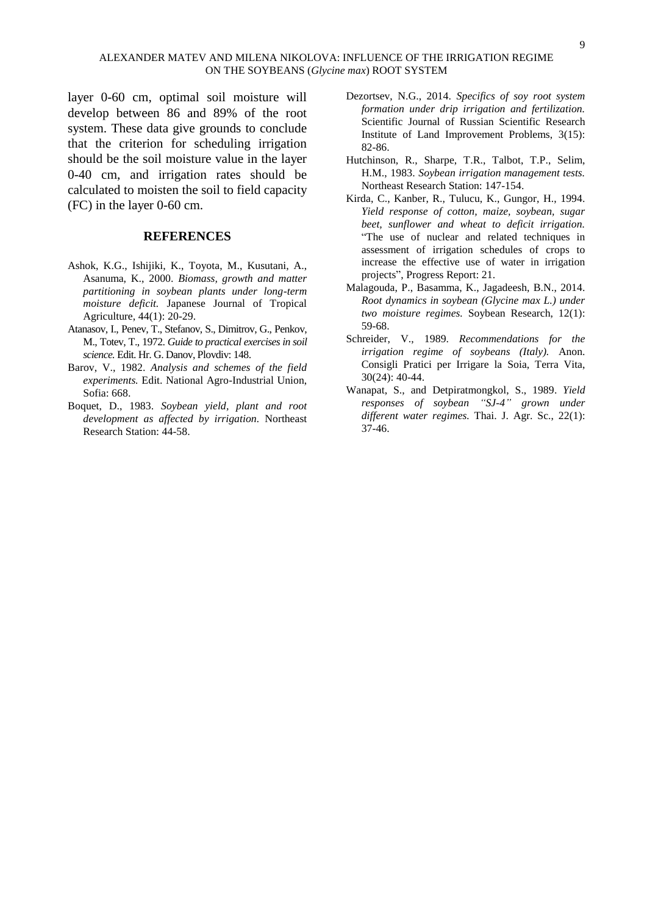layer 0-60 cm, optimal soil moisture will develop between 86 and 89% of the root system. These data give grounds to conclude that the criterion for scheduling irrigation should be the soil moisture value in the layer 0-40 cm, and irrigation rates should be calculated to moisten the soil to field capacity (FC) in the layer 0-60 cm.

## REFERENCES

Ashok, K.G., Ishijiki, K., Toyota, M., Kusutani, A., Asanuma, K., 2000. *Biomass, growth and matter partitioning in soybean plants under long-term moisture deficit.* Japanese Journal of Tropical Agriculture, 44(1): 20-29.

Atanasov, I., Penev, T., Stefanov, S., Dimitrov, G., Penkov, M., Totev, T., 1972. *Guide to practical exercises in soil science.* Edit. Hr. G. Danov, Plovdiv: 148.

Barov, V., 1982. *Analysis and schemes of the field experiments.* Edit. National Agro-Industrial Union, Sofia: 668.

Boquet, D., 1983. *Soybean yield, plant and root development as affected by irrigation.* Northeast Research Station: 44-58.

Dezortsev, N.G., 2014. *Specifics of soy root system formation under drip irrigation and fertilization.* Scientific Journal of Russian Scientific Research Institute of Land Improvement Problems, 3(15): 82-86.

Hutchinson, R., Sharpe, T.R., Talbot, T.P., Selim, H.M., 1983. *Soybean irrigation management tests.* Northeast Research Station: 147-154.

Kirda, C., Kanber, R., Tulucu, K., Gungor, H., 1994. *Yield response of cotton, maize, soybean, sugar beet, sunflower and wheat to deficit irrigation.* "The use of nuclear and related techniques in assessment of irrigation schedules of crops to increase the effective use of water in irrigation projects", Progress Report: 21.

Malagouda, P., Basamma, K., Jagadeesh, B.N., 2014. *Root dynamics in soybean (Glycine max L.) under two moisture regimes.* Soybean Research, 12(1): 59-68.

Schreider, V., 1989. *Recommendations for the irrigation regime of soybeans (Italy).* Anon. Consigli Pratici per Irrigare la Soia, Terra Vita, 30(24): 40-44.

Wanapat, S., and Detpiratmongkol, S., 1989. *Yield responses of soybean "SJ-4" grown under different water regimes.* Thai. J. Agr. Sc., 22(1): 37-46.